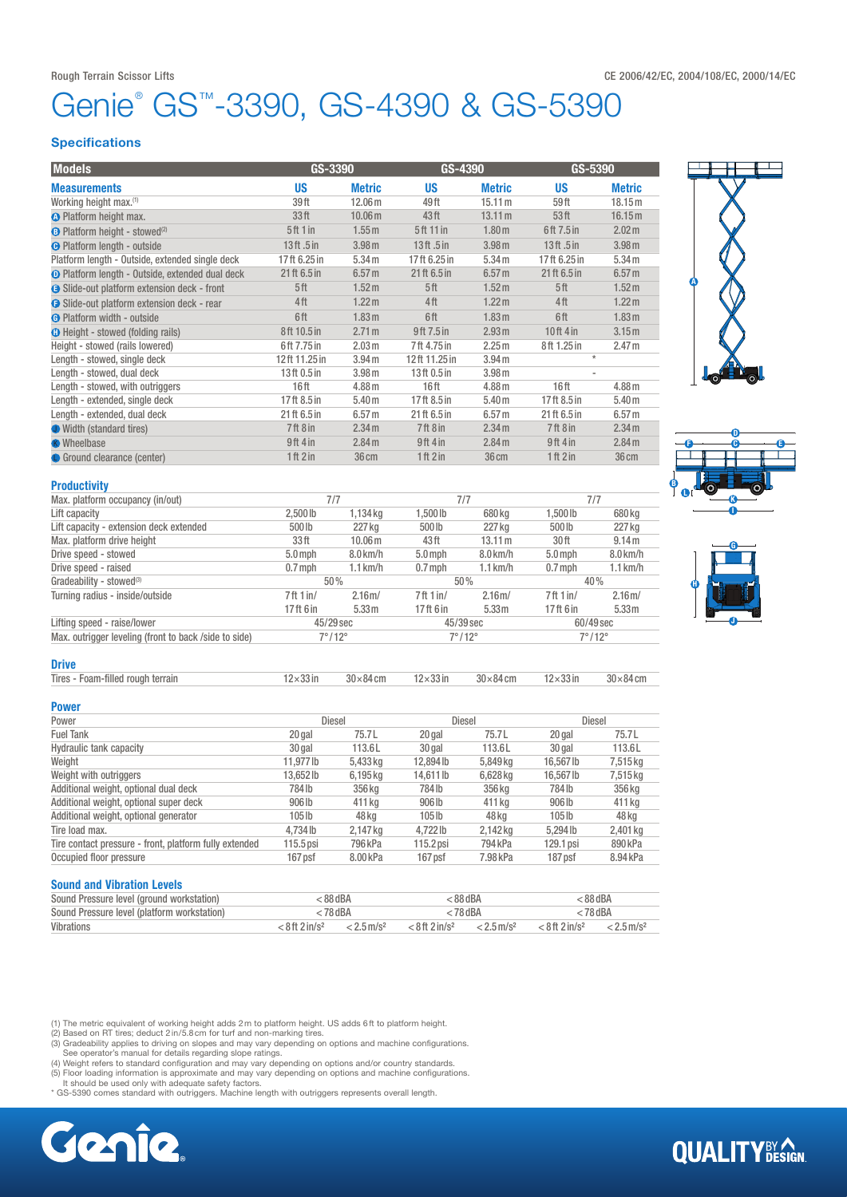Rough Terrain Scissor Lifts

CE 2006/42/EC, 2004/108/EC, 2000/14/EC

# Genie® GS™-3390, GS-4390 & GS-5390

## Specifications

| Models | GS-3390 | | GS-4390 | | GS-5390 | |
|---|---|---|---|---|---|---|
| **Measurements** | **US** | **Metric** | **US** | **Metric** | **US** | **Metric** |
| Working height max.(1) | 39 ft | 12.06 m | 49 ft | 15.11 m | 59 ft | 18.15 m |
| A Platform height max. | 33 ft | 10.06 m | 43 ft | 13.11 m | 53 ft | 16.15 m |
| B Platform height - stowed(2) | 5 ft 1 in | 1.55 m | 5 ft 11 in | 1.80 m | 6 ft 7.5 in | 2.02 m |
| C Platform length - outside | 13 ft .5 in | 3.98 m | 13 ft .5 in | 3.98 m | 13 ft .5 in | 3.98 m |
| Platform length - Outside, extended single deck | 17 ft 6.25 in | 5.34 m | 17 ft 6.25 in | 5.34 m | 17 ft 6.25 in | 5.34 m |
| D Platform length - Outside, extended dual deck | 21 ft 6.5 in | 6.57 m | 21 ft 6.5 in | 6.57 m | 21 ft 6.5 in | 6.57 m |
| E Slide-out platform extension deck - front | 5 ft | 1.52 m | 5 ft | 1.52 m | 5 ft | 1.52 m |
| F Slide-out platform extension deck - rear | 4 ft | 1.22 m | 4 ft | 1.22 m | 4 ft | 1.22 m |
| G Platform width - outside | 6 ft | 1.83 m | 6 ft | 1.83 m | 6 ft | 1.83 m |
| H Height - stowed (folding rails) | 8 ft 10.5 in | 2.71 m | 9 ft 7.5 in | 2.93 m | 10 ft 4 in | 3.15 m |
| Height - stowed (rails lowered) | 6 ft 7.75 in | 2.03 m | 7 ft 4.75 in | 2.25 m | 8 ft 1.25 in | 2.47 m |
| Length - stowed, single deck | 12 ft 11.25 in | 3.94 m | 12 ft 11.25 in | 3.94 m | * | |
| Length - stowed, dual deck | 13 ft 0.5 in | 3.98 m | 13 ft 0.5 in | 3.98 m | - | |
| Length - stowed, with outriggers | 16 ft | 4.88 m | 16 ft | 4.88 m | 16 ft | 4.88 m |
| Length - extended, single deck | 17 ft 8.5 in | 5.40 m | 17 ft 8.5 in | 5.40 m | 17 ft 8.5 in | 5.40 m |
| Length - extended, dual deck | 21 ft 6.5 in | 6.57 m | 21 ft 6.5 in | 6.57 m | 21 ft 6.5 in | 6.57 m |
| J Width (standard tires) | 7 ft 8 in | 2.34 m | 7 ft 8 in | 2.34 m | 7 ft 8 in | 2.34 m |
| K Wheelbase | 9 ft 4 in | 2.84 m | 9 ft 4 in | 2.84 m | 9 ft 4 in | 2.84 m |
| L Ground clearance (center) | 1 ft 2 in | 36 cm | 1 ft 2 in | 36 cm | 1 ft 2 in | 36 cm |

## Productivity

| | GS-3390 | | GS-4390 | | GS-5390 | |
|---|---|---|---|---|---|---|
| Max. platform occupancy (in/out) | 7/7 | | 7/7 | | 7/7 | |
| Lift capacity | 2,500 lb | 1,134 kg | 1,500 lb | 680 kg | 1,500 lb | 680 kg |
| Lift capacity - extension deck extended | 500 lb | 227 kg | 500 lb | 227 kg | 500 lb | 227 kg |
| Max. platform drive height | 33 ft | 10.06 m | 43 ft | 13.11 m | 30 ft | 9.14 m |
| Drive speed - stowed | 5.0 mph | 8.0 km/h | 5.0 mph | 8.0 km/h | 5.0 mph | 8.0 km/h |
| Drive speed - raised | 0.7 mph | 1.1 km/h | 0.7 mph | 1.1 km/h | 0.7 mph | 1.1 km/h |
| Gradeability - stowed(3) | 50% | | 50% | | 40% | |
| Turning radius - inside/outside | 7 ft 1 in/ 17 ft 6 in | 2.16 m/ 5.33 m | 7 ft 1 in/ 17 ft 6 in | 2.16 m/ 5.33 m | 7 ft 1 in/ 17 ft 6 in | 2.16 m/ 5.33 m |
| Lifting speed - raise/lower | 45/29 sec | | 45/39 sec | | 60/49 sec | |
| Max. outrigger leveling (front to back /side to side) | 7° / 12° | | 7° / 12° | | 7° / 12° | |

## Drive

| | GS-3390 | | GS-4390 | | GS-5390 | |
|---|---|---|---|---|---|---|
| Tires - Foam-filled rough terrain | 12 × 33 in | 30 × 84 cm | 12 × 33 in | 30 × 84 cm | 12 × 33 in | 30 × 84 cm |

## Power

| | GS-3390 | | GS-4390 | | GS-5390 | |
|---|---|---|---|---|---|---|
| Power | Diesel | | Diesel | | Diesel | |
| Fuel Tank | 20 gal | 75.7 L | 20 gal | 75.7 L | 20 gal | 75.7 L |
| Hydraulic tank capacity | 30 gal | 113.6 L | 30 gal | 113.6 L | 30 gal | 113.6 L |
| Weight | 11,977 lb | 5,433 kg | 12,894 lb | 5,849 kg | 16,567 lb | 7,515 kg |
| Weight with outriggers | 13,652 lb | 6,195 kg | 14,611 lb | 6,628 kg | 16,567 lb | 7,515 kg |
| Additional weight, optional dual deck | 784 lb | 356 kg | 784 lb | 356 kg | 784 lb | 356 kg |
| Additional weight, optional super deck | 906 lb | 411 kg | 906 lb | 411 kg | 906 lb | 411 kg |
| Additional weight, optional generator | 105 lb | 48 kg | 105 lb | 48 kg | 105 lb | 48 kg |
| Tire load max. | 4,734 lb | 2,147 kg | 4,722 lb | 2,142 kg | 5,294 lb | 2,401 kg |
| Tire contact pressure - front, platform fully extended | 115.5 psi | 796 kPa | 115.2 psi | 794 kPa | 129.1 psi | 890 kPa |
| Occupied floor pressure | 167 psf | 8.00 kPa | 167 psf | 7.98 kPa | 187 psf | 8.94 kPa |

## Sound and Vibration Levels

| | GS-3390 | | GS-4390 | | GS-5390 | |
|---|---|---|---|---|---|---|
| Sound Pressure level (ground workstation) | < 88 dBA | | < 88 dBA | | < 88 dBA | |
| Sound Pressure level (platform workstation) | < 78 dBA | | < 78 dBA | | < 78 dBA | |
| Vibrations | < 8 ft 2 in/s² | < 2.5 m/s² | < 8 ft 2 in/s² | < 2.5 m/s² | < 8 ft 2 in/s² | < 2.5 m/s² |

(1) The metric equivalent of working height adds 2 m to platform height. US adds 6 ft to platform height.
(2) Based on RT tires; deduct 2 in/5.8 cm for turf and non-marking tires.
(3) Gradeability applies to driving on slopes and may vary depending on options and machine configurations. See operator's manual for details regarding slope ratings.
(4) Weight refers to standard configuration and may vary depending on options and/or country standards.
(5) Floor loading information is approximate and may vary depending on options and machine configurations. It should be used only with adequate safety factors.
\* GS-5390 comes standard with outriggers. Machine length with outriggers represents overall length.

Genie.

QUALITY BY DESIGN.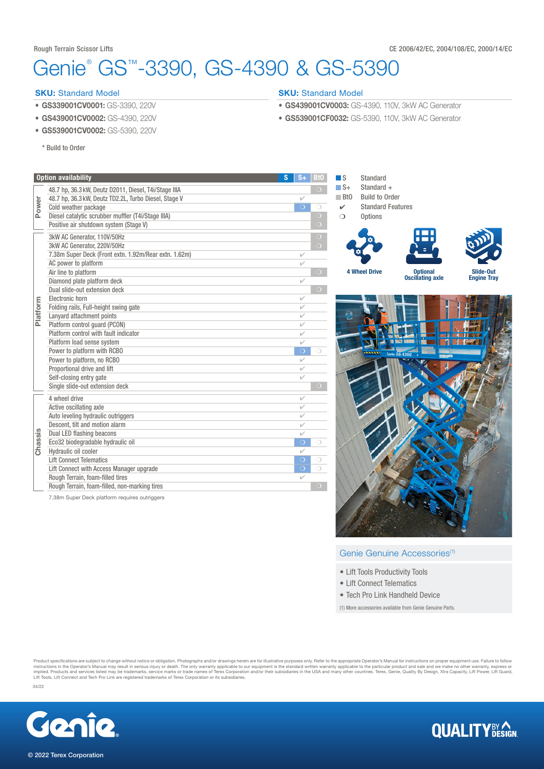Rough Terrain Scissor Lifts

CE 2006/42/EC, 2004/108/EC, 2000/14/EC

# Genie® GS™-3390, GS-4390 & GS-5390

## SKU: Standard Model

- **GS339001CV0001:** GS-3390, 220V
- **GS439001CV0002:** GS-4390, 220V
- **GS539001CV0002:** GS-5390, 220V

\* Build to Order

## SKU: Standard Model

- **GS439001CV0003:** GS-4390, 110V, 3kW AC Generator
- **GS539001CF0032:** GS-5390, 110V, 3kW AC Generator

| Option availability | | S | S+ | BtO |
|---|---|---|---|---|
| Power | 48.7 hp, 36.3 kW, Deutz D2011, Diesel, T4i/Stage IIIA | | | ❍ |
| | 48.7 hp, 36.3 kW, Deutz TD2.2L, Turbo Diesel, Stage V | ✔ | | |
| | Cold weather package | ❍ | | ❍ |
| | Diesel catalytic scrubber muffler (T4i/Stage IIIA) | | | ❍ |
| | Positive air shutdown system (Stage V) | | | ❍ |
| Platform | 3kW AC Generator, 110V/50Hz | | | ❍ |
| | 3kW AC Generator, 220V/50Hz | | | ❍ |
| | 7.38m Super Deck (Front extn. 1.92m/Rear extn. 1.62m) | ✔ | | |
| | AC power to platform | ✔ | | |
| | Air line to platform | | | ❍ |
| | Diamond plate platform deck | ✔ | | |
| | Dual slide-out extension deck | | | ❍ |
| | Electronic horn | ✔ | | |
| | Folding rails, Full-height swing gate | ✔ | | |
| | Lanyard attachment points | ✔ | | |
| | Platform control guard (PCON) | ✔ | | |
| | Platform control with fault indicator | ✔ | | |
| | Platform load sense system | ✔ | | |
| | Power to platform with RCBO | ❍ | | ❍ |
| | Power to platform, no RCBO | ✔ | | |
| | Proportional drive and lift | ✔ | | |
| | Self-closing entry gate | ✔ | | |
| | Single slide-out extension deck | | | ❍ |
| Chassis | 4 wheel drive | ✔ | | |
| | Active oscillating axle | ✔ | | |
| | Auto leveling hydraulic outriggers | ✔ | | |
| | Descent, tilt and motion alarm | ✔ | | |
| | Dual LED flashing beacons | ✔ | | |
| | Eco32 biodegradable hydraulic oil | ❍ | | ❍ |
| | Hydraulic oil cooler | ✔ | | |
| | Lift Connect Telematics | ❍ | | ❍ |
| | Lift Connect with Access Manager upgrade | ❍ | | ❍ |
| | Rough Terrain, foam-filled tires | ✔ | | |
| | Rough Terrain, foam-filled, non-marking tires | | | ❍ |

7.38m Super Deck platform requires outriggers

- S — Standard
- S+ — Standard +
- BtO — Build to Order
- ✔ — Standard Features
- ❍ — Options

4 Wheel Drive

Optional Oscillating axle

Slide-Out Engine Tray

## Genine Genuine Accessories[(1)]

- Lift Tools Productivity Tools
- Lift Connect Telematics
- Tech Pro Link Handheld Device

(1) More accessories available from Genie Genuine Parts.

Product specifications are subject to change without notice or obligation. Photographs and/or drawings herein are for illustrative purposes only. Refer to the appropriate Operator's Manual for instructions on proper equipment use. Failure to follow instructions in the Operator's Manual may result in serious injury or death. The only warranty applicable to our equipment is the standard written warranty applicable to the particular product and sale and we make no other warranty, express or implied. Products and services listed may be trademarks, service marks or trade names of Terex Corporation and/or their subsidiaries in the USA and many other countries. Terex, Genie, Quality By Design, Xtra Capacity, Lift Power, Lift Guard, Lift Tools, Lift Connect and Tech Pro Link are registered trademarks of Terex Corporation or its subsidiaries.

04/22

© 2022 Terex Corporation